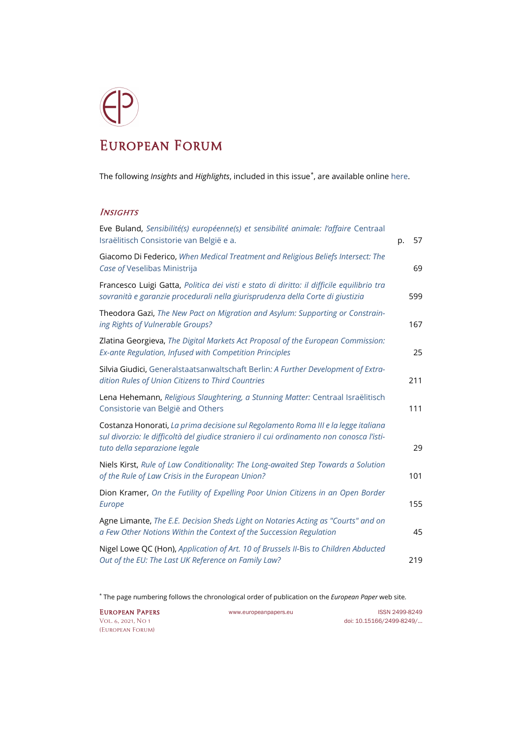# European Forum

The following *Insights* and *Highlights*, included in this issue*, are available online here.

## *Insights*

| | |
|---|---|
| Eve Buland, *Sensibilité(s) européenne(s) et sensibilité animale: l'affaire* Centraal Israëlitisch Consistorie van België e a. | p. 57 |
| Giacomo Di Federico, *When Medical Treatment and Religious Beliefs Intersect: The Case of* Veselibas Ministrija | 69 |
| Francesco Luigi Gatta, *Politica dei visti e stato di diritto: il difficile equilibrio tra sovranità e garanzie procedurali nella giurisprudenza della Corte di giustizia* | 599 |
| Theodora Gazi, *The New Pact on Migration and Asylum: Supporting or Constraining Rights of Vulnerable Groups?* | 167 |
| Zlatina Georgieva, *The Digital Markets Act Proposal of the European Commission: Ex-ante Regulation, Infused with Competition Principles* | 25 |
| Silvia Giudici, Generalstaatsanwaltschaft Berlin*: A Further Development of Extradition Rules of Union Citizens to Third Countries* | 211 |
| Lena Hehemann, *Religious Slaughtering, a Stunning Matter:* Centraal Israëlitisch Consistorie van België and Others | 111 |
| Costanza Honorati, *La prima decisione sul Regolamento Roma III e la legge italiana sul divorzio: le difficoltà del giudice straniero il cui ordinamento non conosca l'istituto della separazione legale* | 29 |
| Niels Kirst, *Rule of Law Conditionality: The Long-awaited Step Towards a Solution of the Rule of Law Crisis in the European Union?* | 101 |
| Dion Kramer, *On the Futility of Expelling Poor Union Citizens in an Open Border Europe* | 155 |
| Agne Limante, *The E.E. Decision Sheds Light on Notaries Acting as "Courts" and on a Few Other Notions Within the Context of the Succession Regulation* | 45 |
| Nigel Lowe QC (Hon), *Application of Art. 10 of Brussels II-*Bis *to Children Abducted Out of the EU: The Last UK Reference on Family Law?* | 219 |

* The page numbering follows the chronological order of publication on the *European Paper* web site.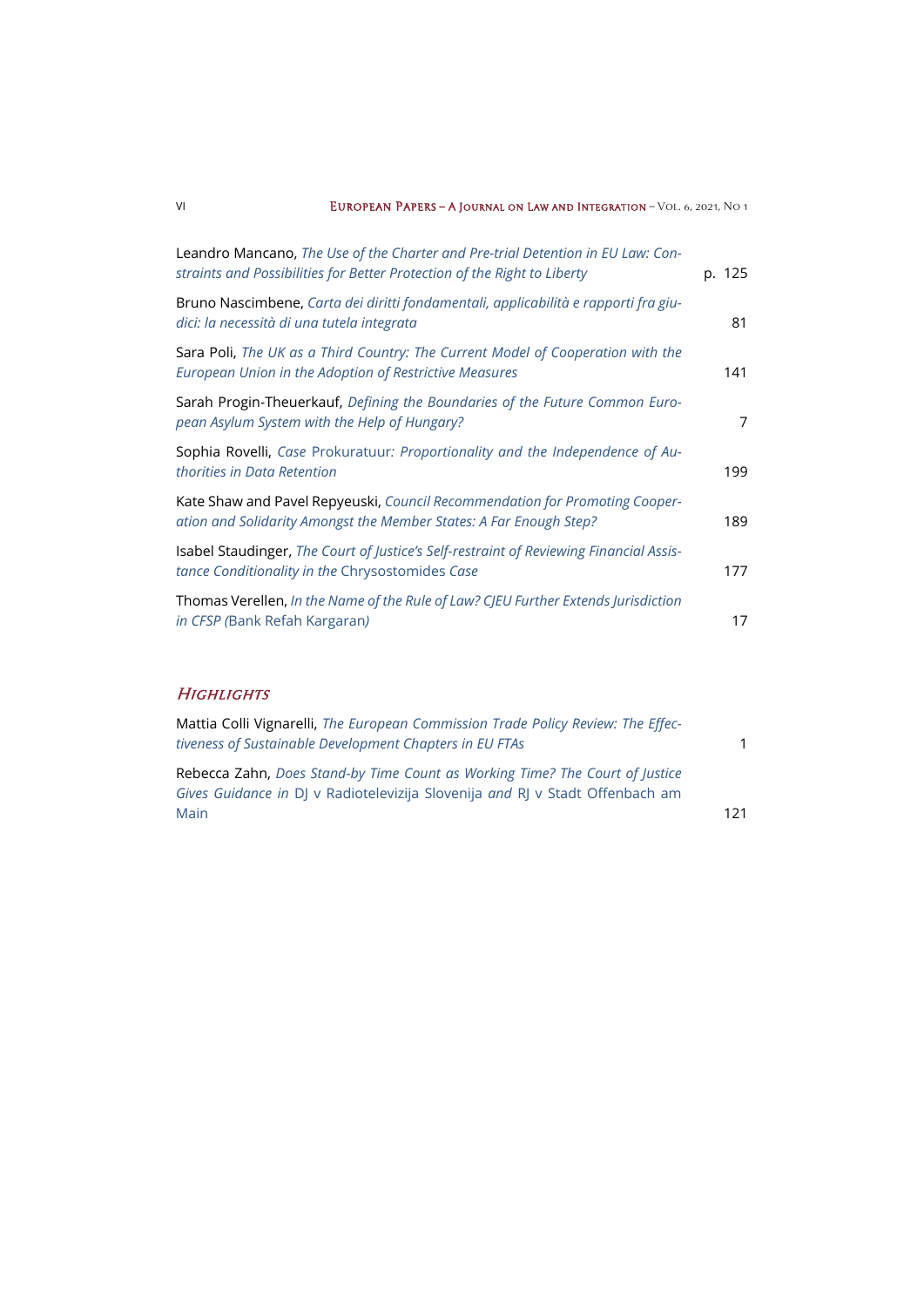Leandro Mancano, *The Use of the Charter and Pre-trial Detention in EU Law: Constraints and Possibilities for Better Protection of the Right to Liberty* p. 125

Bruno Nascimbene, *Carta dei diritti fondamentali, applicabilità e rapporti fra giudici: la necessità di una tutela integrata* 81

Sara Poli, *The UK as a Third Country: The Current Model of Cooperation with the European Union in the Adoption of Restrictive Measures* 141

Sarah Progin-Theuerkauf, *Defining the Boundaries of the Future Common European Asylum System with the Help of Hungary?* 7

Sophia Rovelli, *Case* Prokuratuur*: Proportionality and the Independence of Authorities in Data Retention* 199

Kate Shaw and Pavel Repyeuski, *Council Recommendation for Promoting Cooperation and Solidarity Amongst the Member States: A Far Enough Step?* 189

Isabel Staudinger, *The Court of Justice's Self-restraint of Reviewing Financial Assistance Conditionality in the* Chrysostomides *Case* 177

Thomas Verellen, *In the Name of the Rule of Law? CJEU Further Extends Jurisdiction in CFSP (*Bank Refah Kargaran*)* 17

## *Highlights*

Mattia Colli Vignarelli, *The European Commission Trade Policy Review: The Effectiveness of Sustainable Development Chapters in EU FTAs* 1

Rebecca Zahn, *Does Stand-by Time Count as Working Time? The Court of Justice Gives Guidance in* DJ v Radiotelevizija Slovenija *and* RJ v Stadt Offenbach am Main 121